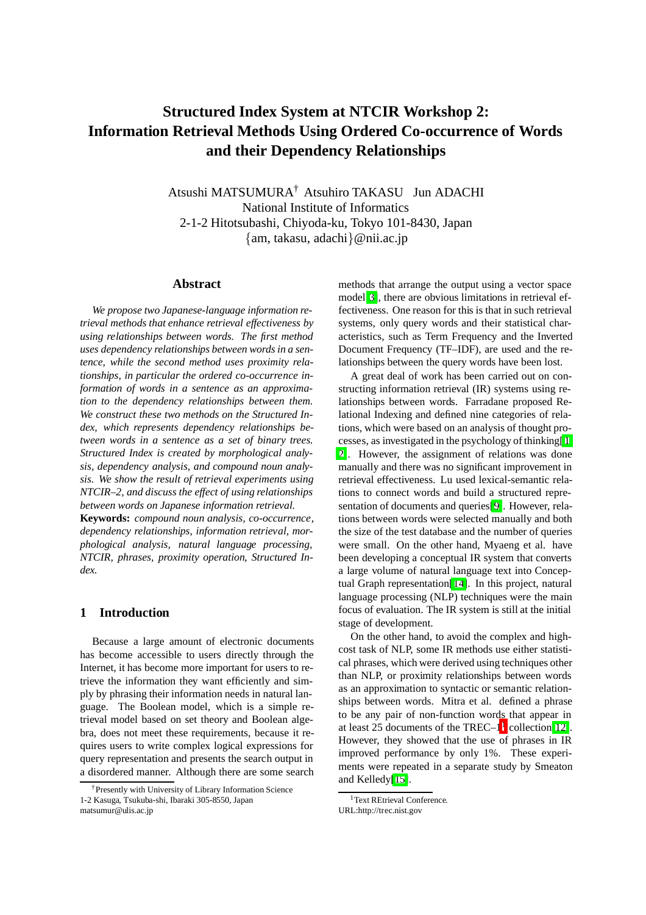# Structured Index System at NTCIR Workshop 2: Information Retrieval Methods Using Ordered Co-occurrence of Words and their Dependency Relationships

Atsushi MATSUMURA[†] Atsuhiro TAKASU Jun ADACHI
National Institute of Informatics
2-1-2 Hitotsubashi, Chiyoda-ku, Tokyo 101-8430, Japan
{am, takasu, adachi}@nii.ac.jp

## Abstract

*We propose two Japanese-language information retrieval methods that enhance retrieval effectiveness by using relationships between words. The first method uses dependency relationships between words in a sentence, while the second method uses proximity relationships, in particular the ordered co-occurrence information of words in a sentence as an approximation to the dependency relationships between them. We construct these two methods on the Structured Index, which represents dependency relationships between words in a sentence as a set of binary trees. Structured Index is created by morphological analysis, dependency analysis, and compound noun analysis. We show the result of retrieval experiments using NTCIR–2, and discuss the effect of using relationships between words on Japanese information retrieval.*

**Keywords:** *compound noun analysis, co-occurrence, dependency relationships, information retrieval, morphological analysis, natural language processing, NTCIR, phrases, proximity operation, Structured Index.*

## 1 Introduction

Because a large amount of electronic documents has become accessible to users directly through the Internet, it has become more important for users to retrieve the information they want efficiently and simply by phrasing their information needs in natural language. The Boolean model, which is a simple retrieval model based on set theory and Boolean algebra, does not meet these requirements, because it requires users to write complex logical expressions for query representation and presents the search output in a disordered manner. Although there are some search methods that arrange the output using a vector space model[3], there are obvious limitations in retrieval effectiveness. One reason for this is that in such retrieval systems, only query words and their statistical characteristics, such as Term Frequency and the Inverted Document Frequency (TF–IDF), are used and the relationships between the query words have been lost.

A great deal of work has been carried out on constructing information retrieval (IR) systems using relationships between words. Farradane proposed Relational Indexing and defined nine categories of relations, which were based on an analysis of thought processes, as investigated in the psychology of thinking[1, 2]. However, the assignment of relations was done manually and there was no significant improvement in retrieval effectiveness. Lu used lexical-semantic relations to connect words and build a structured representation of documents and queries[9]. However, relations between words were selected manually and both the size of the test database and the number of queries were small. On the other hand, Myaeng et al. have been developing a conceptual IR system that converts a large volume of natural language text into Conceptual Graph representation[14]. In this project, natural language processing (NLP) techniques were the main focus of evaluation. The IR system is still at the initial stage of development.

On the other hand, to avoid the complex and high-cost task of NLP, some IR methods use either statistical phrases, which were derived using techniques other than NLP, or proximity relationships between words as an approximation to syntactic or semantic relationships between words. Mitra et al. defined a phrase to be any pair of non-function words that appear in at least 25 documents of the TREC–1[1] collection[12]. However, they showed that the use of phrases in IR improved performance by only 1%. These experiments were repeated in a separate study by Smeaton and Kelledy[15].

---

[†] Presently with University of Library Information Science
1-2 Kasuga, Tsukuba-shi, Ibaraki 305-8550, Japan
matsumur@ulis.ac.jp

[1] Text REtrieval Conference.
URL:http://trec.nist.gov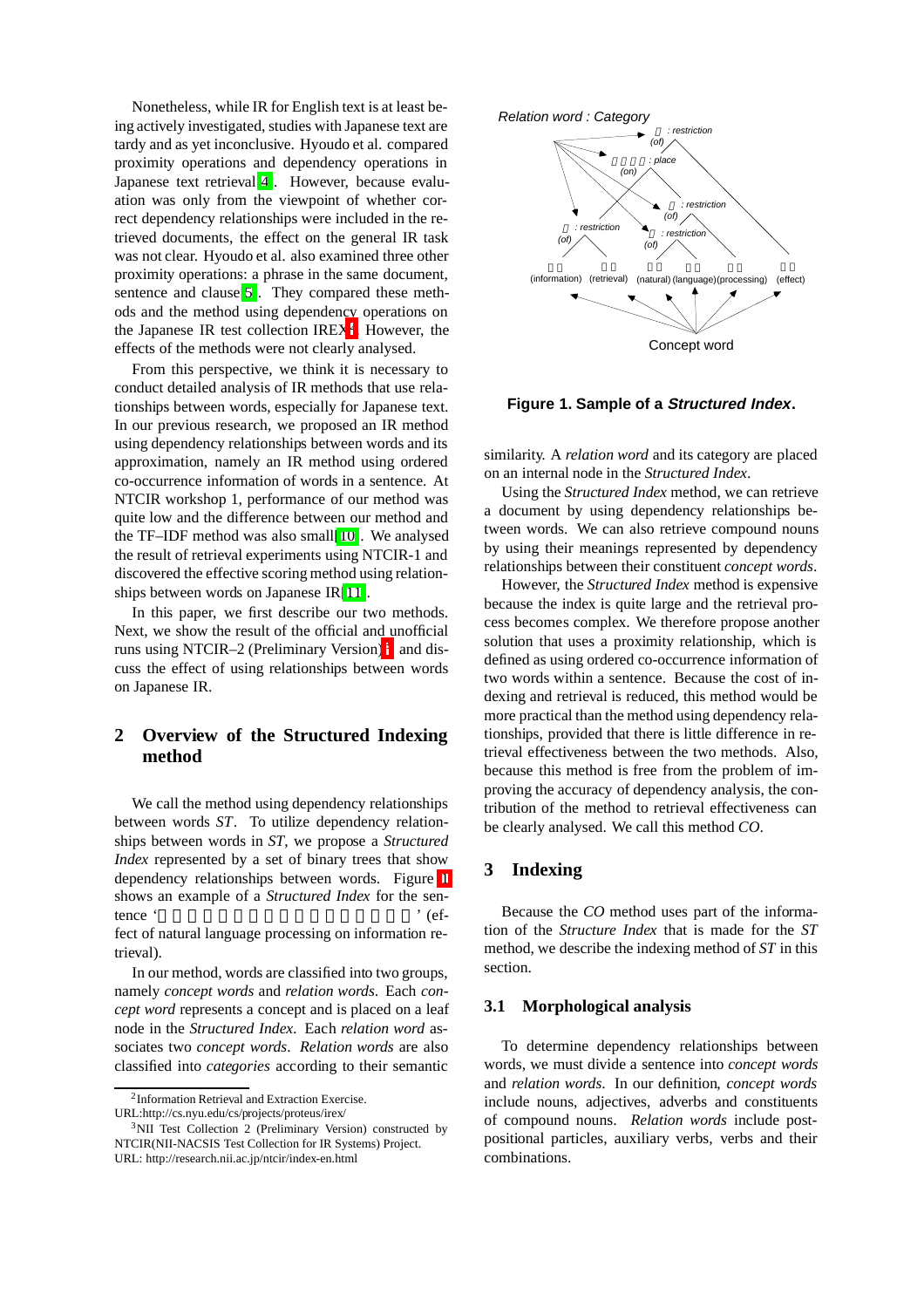Nonetheless, while IR for English text is at least being actively investigated, studies with Japanese text are tardy and as yet inconclusive. Hyoudo et al. compared proximity operations and dependency operations in Japanese text retrieval [4]. However, because evaluation was only from the viewpoint of whether correct dependency relationships were included in the retrieved documents, the effect on the general IR task was not clear. Hyoudo et al. also examined three other proximity operations: a phrase in the same document, sentence and clause [5]. They compared these methods and the method using dependency operations on the Japanese IR test collection IREX[2]. However, the effects of the methods were not clearly analysed.

From this perspective, we think it is necessary to conduct detailed analysis of IR methods that use relationships between words, especially for Japanese text. In our previous research, we proposed an IR method using dependency relationships between words and its approximation, namely an IR method using ordered co-occurrence information of words in a sentence. At NTCIR workshop 1, performance of our method was quite low and the difference between our method and the TF–IDF method was also small[10]. We analysed the result of retrieval experiments using NTCIR-1 and discovered the effective scoring method using relationships between words on Japanese IR[11].

In this paper, we first describe our two methods. Next, we show the result of the official and unofficial runs using NTCIR–2 (Preliminary Version)[3] and discuss the effect of using relationships between words on Japanese IR.

## 2 Overview of the Structured Indexing method

We call the method using dependency relationships between words *ST*. To utilize dependency relationships between words in *ST*, we propose a *Structured Index* represented by a set of binary trees that show dependency relationships between words. Figure 1 shows an example of a *Structured Index* for the sentence '' (effect of natural language processing on information retrieval).

In our method, words are classified into two groups, namely *concept words* and *relation words*. Each *concept word* represents a concept and is placed on a leaf node in the *Structured Index*. Each *relation word* associates two *concept words*. *Relation words* are also classified into *categories* according to their semantic similarity. A *relation word* and its category are placed on an internal node in the *Structured Index*.

**Figure 1. Sample of a *Structured Index*.**

Using the *Structured Index* method, we can retrieve a document by using dependency relationships between words. We can also retrieve compound nouns by using their meanings represented by dependency relationships between their constituent *concept words*.

However, the *Structured Index* method is expensive because the index is quite large and the retrieval process becomes complex. We therefore propose another solution that uses a proximity relationship, which is defined as using ordered co-occurrence information of two words within a sentence. Because the cost of indexing and retrieval is reduced, this method would be more practical than the method using dependency relationships, provided that there is little difference in retrieval effectiveness between the two methods. Also, because this method is free from the problem of improving the accuracy of dependency analysis, the contribution of the method to retrieval effectiveness can be clearly analysed. We call this method *CO*.

## 3 Indexing

Because the *CO* method uses part of the information of the *Structure Index* that is made for the *ST* method, we describe the indexing method of *ST* in this section.

### 3.1 Morphological analysis

To determine dependency relationships between words, we must divide a sentence into *concept words* and *relation words*. In our definition, *concept words* include nouns, adjectives, adverbs and constituents of compound nouns. *Relation words* include postpositional particles, auxiliary verbs, verbs and their combinations.

---

[2] Information Retrieval and Extraction Exercise. URL:http://cs.nyu.edu/cs/projects/proteus/irex/

[3] NII Test Collection 2 (Preliminary Version) constructed by NTCIR(NII-NACSIS Test Collection for IR Systems) Project. URL: http://research.nii.ac.jp/ntcir/index-en.html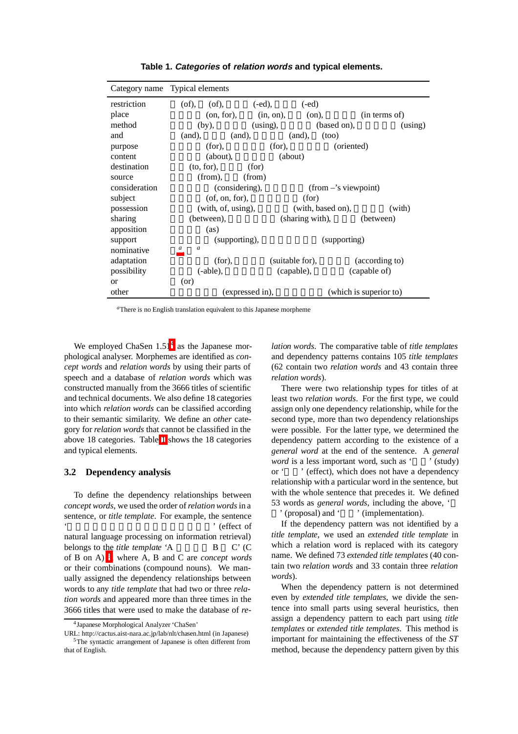**Table 1. *Categories* of *relation words* and typical elements.**

| Category name | Typical elements |
|---|---|
| restriction | (of), (of), (-ed), (-ed) |
| place | (on, for), (in, on), (on), (in terms of) |
| method | (by), (using), (based on), (using) |
| and | (and), (and), (and), (too) |
| purpose | (for), (for), (oriented) |
| content | (about), (about) |
| destination | (to, for), (for) |
| source | (from), (from) |
| consideration | (considering), (from –'s viewpoint) |
| subject | (of, on, for), (for) |
| possession | (with, of, using), (with, based on), (with) |
| sharing | (between), (sharing with), (between) |
| apposition | (as) |
| support | (supporting), (supporting) |
| nominative | [a] [a] |
| adaptation | (for), (suitable for), (according to) |
| possibility | (-able), (capable), (capable of) |
| or | (or) |
| other | (expressed in), (which is superior to) |

[a]There is no English translation equivalent to this Japanese morpheme

We employed ChaSen 1.51[4] as the Japanese morphological analyser. Morphemes are identified as *concept words* and *relation words* by using their parts of speech and a database of *relation words* which was constructed manually from the 3666 titles of scientific and technical documents. We also define 18 categories into which *relation words* can be classified according to their semantic similarity. We define an *other* category for *relation words* that cannot be classified in the above 18 categories. Table 1 shows the 18 categories and typical elements.

### 3.2 Dependency analysis

To define the dependency relationships between *concept words*, we used the order of *relation words* in a sentence, or *title template*. For example, the sentence '' (effect of natural language processing on information retrieval) belongs to the *title template* 'A B C' (C of B on A)[5], where A, B and C are *concept words* or their combinations (compound nouns). We manually assigned the dependency relationships between words to any *title template* that had two or three *relation words* and appeared more than three times in the 3666 titles that were used to make the database of *relation words*. The comparative table of *title templates* and dependency patterns contains 105 *title templates* (62 contain two *relation words* and 43 contain three *relation words*).

There were two relationship types for titles of at least two *relation words*. For the first type, we could assign only one dependency relationship, while for the second type, more than two dependency relationships were possible. For the latter type, we determined the dependency pattern according to the existence of a *general word* at the end of the sentence. A *general word* is a less important word, such as '' (study) or '' (effect), which does not have a dependency relationship with a particular word in the sentence, but with the whole sentence that precedes it. We defined 53 words as *general words*, including the above, '' (proposal) and '' (implementation).

If the dependency pattern was not identified by a *title template*, we used an *extended title template* in which a relation word is replaced with its category name. We defined 73 *extended title templates* (40 contain two *relation words* and 33 contain three *relation words*).

When the dependency pattern is not determined even by *extended title templates*, we divide the sentence into small parts using several heuristics, then assign a dependency pattern to each part using *title templates* or *extended title templates*. This method is important for maintaining the effectiveness of the *ST* method, because the dependency pattern given by this

[4]Japanese Morphological Analyzer 'ChaSen'
URL: http://cactus.aist-nara.ac.jp/lab/nlt/chasen.html (in Japanese)

[5]The syntactic arrangement of Japanese is often different from that of English.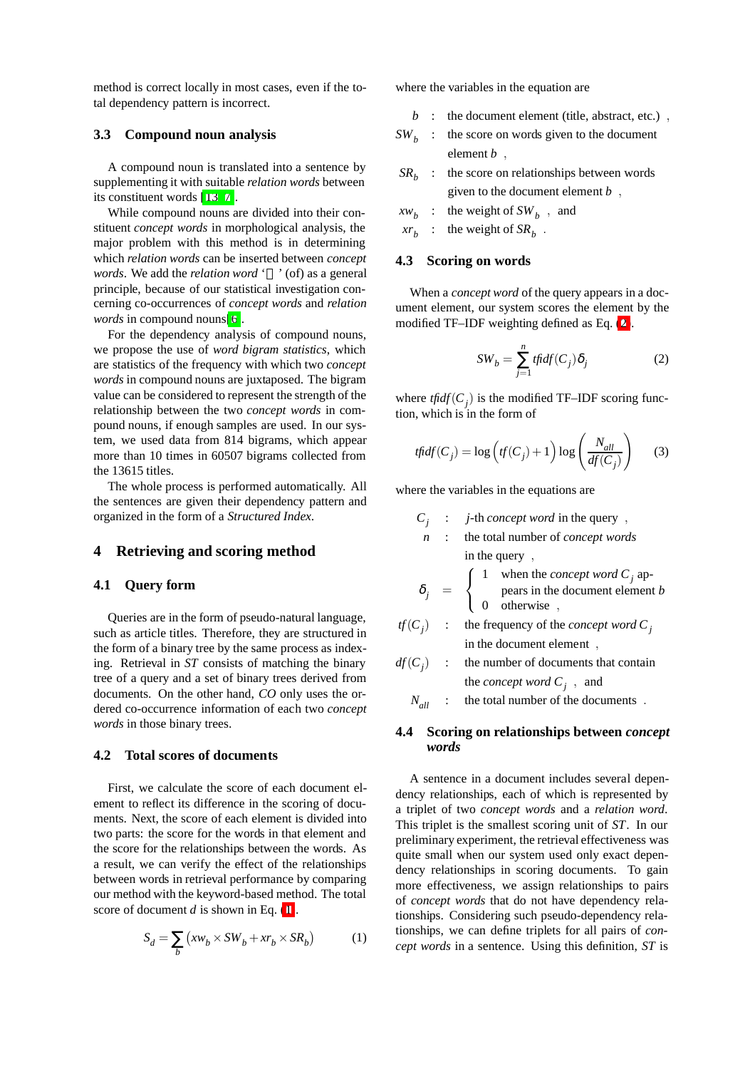method is correct locally in most cases, even if the total dependency pattern is incorrect.

### 3.3 Compound noun analysis

A compound noun is translated into a sentence by supplementing it with suitable *relation words* between its constituent words [13, 7].

While compound nouns are divided into their constituent *concept words* in morphological analysis, the major problem with this method is in determining which *relation words* can be inserted between *concept words*. We add the *relation word* '' (of) as a general principle, because of our statistical investigation concerning co-occurrences of *concept words* and *relation words* in compound nouns[6].

For the dependency analysis of compound nouns, we propose the use of *word bigram statistics*, which are statistics of the frequency with which two *concept words* in compound nouns are juxtaposed. The bigram value can be considered to represent the strength of the relationship between the two *concept words* in compound nouns, if enough samples are used. In our system, we used data from 814 bigrams, which appear more than 10 times in 60507 bigrams collected from the 13615 titles.

The whole process is performed automatically. All the sentences are given their dependency pattern and organized in the form of a *Structured Index*.

## 4 Retrieving and scoring method

### 4.1 Query form

Queries are in the form of pseudo-natural language, such as article titles. Therefore, they are structured in the form of a binary tree by the same process as indexing. Retrieval in *ST* consists of matching the binary tree of a query and a set of binary trees derived from documents. On the other hand, *CO* only uses the ordered co-occurrence information of each two *concept words* in those binary trees.

### 4.2 Total scores of documents

First, we calculate the score of each document element to reflect its difference in the scoring of documents. Next, the score of each element is divided into two parts: the score for the words in that element and the score for the relationships between the words. As a result, we can verify the effect of the relationships between words in retrieval performance by comparing our method with the keyword-based method. The total score of document $d$ is shown in Eq. (1).

$$S_d = \sum_b \left( xw_b \times SW_b + xr_b \times SR_b \right) \qquad (1)$$

where the variables in the equation are

- $b$ : the document element (title, abstract, etc.) ,
- $SW_b$ : the score on words given to the document element $b$ ,
- $SR_b$ : the score on relationships between words given to the document element $b$ ,
- $xw_b$ : the weight of $SW_b$ , and
- $xr_b$ : the weight of $SR_b$ .

### 4.3 Scoring on words

When a *concept word* of the query appears in a document element, our system scores the element by the modified TF–IDF weighting defined as Eq. (2).

$$SW_b = \sum_{j=1}^{n} \mathit{tfidf}(C_j)\delta_j \qquad (2)$$

where $\mathit{tfidf}(C_j)$ is the modified TF–IDF scoring function, which is in the form of

$$\mathit{tfidf}(C_j) = \log\left(\mathit{tf}(C_j)+1\right)\log\left(\frac{N_{all}}{\mathit{df}(C_j)}\right) \qquad (3)$$

where the variables in the equations are

- $C_j$ : $j$-th *concept word* in the query ,
- $n$ : the total number of *concept words* in the query ,
- $\delta_j = \begin{cases} 1 & \text{when the concept word } C_j \text{ appears in the document element } b \\ 0 & \text{otherwise ,} \end{cases}$
- $\mathit{tf}(C_j)$ : the frequency of the *concept word* $C_j$ in the document element ,
- $\mathit{df}(C_j)$ : the number of documents that contain the *concept word* $C_j$ , and
- $N_{all}$ : the total number of the documents .

### 4.4 Scoring on relationships between *concept words*

A sentence in a document includes several dependency relationships, each of which is represented by a triplet of two *concept words* and a *relation word*. This triplet is the smallest scoring unit of *ST*. In our preliminary experiment, the retrieval effectiveness was quite small when our system used only exact dependency relationships in scoring documents. To gain more effectiveness, we assign relationships to pairs of *concept words* that do not have dependency relationships. Considering such pseudo-dependency relationships, we can define triplets for all pairs of *concept words* in a sentence. Using this definition, *ST* is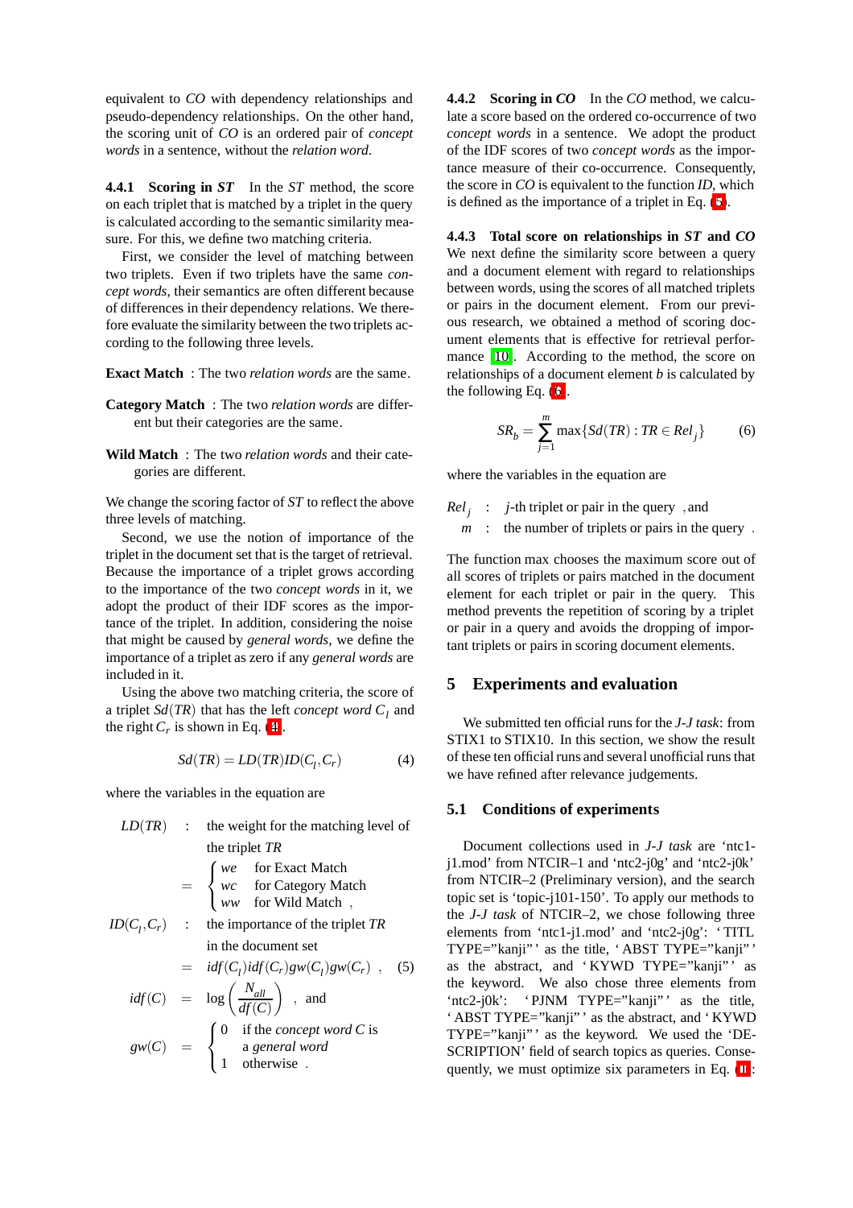equivalent to *CO* with dependency relationships and pseudo-dependency relationships. On the other hand, the scoring unit of *CO* is an ordered pair of *concept words* in a sentence, without the *relation word*.

#### 4.4.1 Scoring in *ST*

In the *ST* method, the score on each triplet that is matched by a triplet in the query is calculated according to the semantic similarity measure. For this, we define two matching criteria.

First, we consider the level of matching between two triplets. Even if two triplets have the same *concept words*, their semantics are often different because of differences in their dependency relations. We therefore evaluate the similarity between the two triplets according to the following three levels.

**Exact Match** : The two *relation words* are the same.

**Category Match** : The two *relation words* are different but their categories are the same.

**Wild Match** : The two *relation words* and their categories are different.

We change the scoring factor of *ST* to reflect the above three levels of matching.

Second, we use the notion of importance of the triplet in the document set that is the target of retrieval. Because the importance of a triplet grows according to the importance of the two *concept words* in it, we adopt the product of their IDF scores as the importance of the triplet. In addition, considering the noise that might be caused by *general words*, we define the importance of a triplet as zero if any *general words* are included in it.

Using the above two matching criteria, the score of a triplet $Sd(TR)$ that has the left *concept word* $C_l$ and the right $C_r$ is shown in Eq. (4).

$$Sd(TR) = LD(TR)ID(C_l, C_r) \tag{4}$$

where the variables in the equation are

$$
\begin{aligned}
LD(TR) &: \text{the weight for the matching level of the triplet } TR \\
&= \begin{cases} we & \text{for Exact Match} \\ wc & \text{for Category Match} \\ ww & \text{for Wild Match}\ , \end{cases} \\
ID(C_l, C_r) &: \text{the importance of the triplet } TR \text{ in the document set} \\
&= idf(C_l)idf(C_r)gw(C_l)gw(C_r)\ , \qquad (5) \\
idf(C) &= \log\left(\frac{N_{all}}{df(C)}\right)\ , \text{ and} \\
gw(C) &= \begin{cases} 0 & \text{if the } concept\ word\ C \text{ is a } general\ word \\ 1 & \text{otherwise}\ . \end{cases}
\end{aligned}
$$

#### 4.4.2 Scoring in *CO*

In the *CO* method, we calculate a score based on the ordered co-occurrence of two *concept words* in a sentence. We adopt the product of the IDF scores of two *concept words* as the importance measure of their co-occurrence. Consequently, the score in *CO* is equivalent to the function *ID*, which is defined as the importance of a triplet in Eq. (5).

#### 4.4.3 Total score on relationships in *ST* and *CO*

We next define the similarity score between a query and a document element with regard to relationships between words, using the scores of all matched triplets or pairs in the document element. From our previous research, we obtained a method of scoring document elements that is effective for retrieval performance [10]. According to the method, the score on relationships of a document element $b$ is calculated by the following Eq. (6).

$$SR_b = \sum_{j=1}^{m} \max\{Sd(TR) : TR \in Rel_j\} \tag{6}$$

where the variables in the equation are

$Rel_j$ : $j$-th triplet or pair in the query , and
$m$ : the number of triplets or pairs in the query .

The function max chooses the maximum score out of all scores of triplets or pairs matched in the document element for each triplet or pair in the query. This method prevents the repetition of scoring by a triplet or pair in a query and avoids the dropping of important triplets or pairs in scoring document elements.

## 5 Experiments and evaluation

We submitted ten official runs for the *J-J task*: from STIX1 to STIX10. In this section, we show the result of these ten official runs and several unofficial runs that we have refined after relevance judgements.

### 5.1 Conditions of experiments

Document collections used in *J-J task* are 'ntc1-j1.mod' from NTCIR–1 and 'ntc2-j0g' and 'ntc2-j0k' from NTCIR–2 (Preliminary version), and the search topic set is 'topic-j101-150'. To apply our methods to the *J-J task* of NTCIR–2, we chose following three elements from 'ntc1-j1.mod' and 'ntc2-j0g': ' TITL TYPE="kanji" ' as the title, ' ABST TYPE="kanji" ' as the abstract, and ' KYWD TYPE="kanji" ' as the keyword. We also chose three elements from 'ntc2-j0k': ' PJNM TYPE="kanji" ' as the title, ' ABST TYPE="kanji" ' as the abstract, and ' KYWD TYPE="kanji" ' as the keyword. We used the 'DESCRIPTION' field of search topics as queries. Consequently, we must optimize six parameters in Eq. (1):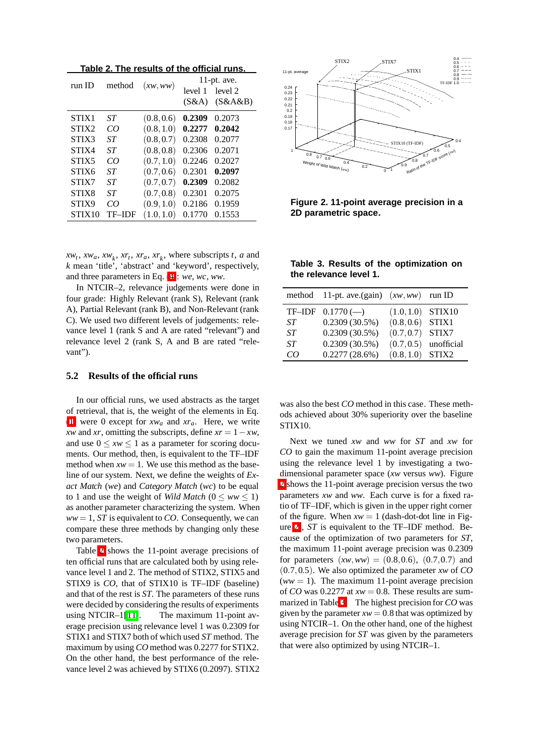**Table 2. The results of the official runs.**

| run ID | method | $(xw, ww)$ | 11-pt. ave. level 1 (S&A) | 11-pt. ave. level 2 (S&A&B) |
|---|---|---|---|---|
| STIX1 | *ST* | $(0.8, 0.6)$ | **0.2309** | 0.2073 |
| STIX2 | *CO* | $(0.8, 1.0)$ | **0.2277** | **0.2042** |
| STIX3 | *ST* | $(0.8, 0.7)$ | 0.2308 | 0.2077 |
| STIX4 | *ST* | $(0.8, 0.8)$ | 0.2306 | 0.2071 |
| STIX5 | *CO* | $(0.7, 1.0)$ | 0.2246 | 0.2027 |
| STIX6 | *ST* | $(0.7, 0.6)$ | 0.2301 | **0.2097** |
| STIX7 | *ST* | $(0.7, 0.7)$ | **0.2309** | 0.2082 |
| STIX8 | *ST* | $(0.7, 0.8)$ | 0.2301 | 0.2075 |
| STIX9 | *CO* | $(0.9, 1.0)$ | 0.2186 | 0.1959 |
| STIX10 | TF–IDF | $(1.0, 1.0)$ | 0.1770 | 0.1553 |

$xw_t$, $xw_a$, $xw_k$, $xr_t$, $xr_a$, $xr_k$, where subscripts $t$, $a$ and $k$ mean 'title', 'abstract' and 'keyword', respectively, and three parameters in Eq. (4): $we$, $wc$, $ww$.

In NTCIR–2, relevance judgements were done in four grade: Highly Relevant (rank S), Relevant (rank A), Partial Relevant (rank B), and Non-Relevant (rank C). We used two different levels of judgements: relevance level 1 (rank S and A are rated "relevant") and relevance level 2 (rank S, A and B are rated "relevant").

### 5.2 Results of the official runs

In our official runs, we used abstracts as the target of retrieval, that is, the weight of the elements in Eq. (1) were 0 except for $xw_a$ and $xr_a$. Here, we write $xw$ and $xr$, omitting the subscripts, define $xr = 1 - xw$, and use $0 \leq xw \leq 1$ as a parameter for scoring documents. Our method, then, is equivalent to the TF–IDF method when $xw = 1$. We use this method as the baseline of our system. Next, we define the weights of *Exact Match* ($we$) and *Category Match* ($wc$) to be equal to 1 and use the weight of *Wild Match* ($0 \leq ww \leq 1$) as another parameter characterizing the system. When $ww = 1$, *ST* is equivalent to *CO*. Consequently, we can compare these three methods by changing only these two parameters.

Table 2 shows the 11-point average precisions of ten official runs that are calculated both by using relevance level 1 and 2. The method of STIX2, STIX5 and STIX9 is *CO*, that of STIX10 is TF–IDF (baseline) and that of the rest is *ST*. The parameters of these runs were decided by considering the results of experiments using NTCIR–1[11]. The maximum 11-point average precision using relevance level 1 was 0.2309 for STIX1 and STIX7 both of which used *ST* method. The maximum by using *CO* method was 0.2277 for STIX2. On the other hand, the best performance of the relevance level 2 was achieved by STIX6 (0.2097). STIX2 was also the best *CO* method in this case. These methods achieved about 30% superiority over the baseline STIX10.

**Figure 2. 11-point average precision in a 2D parametric space.**

**Table 3. Results of the optimization on the relevance level 1.**

| method | 11-pt. ave.(gain) | $(xw, ww)$ | run ID |
|---|---|---|---|
| TF–IDF | 0.1770 (—) | $(1.0, 1.0)$ | STIX10 |
| *ST* | 0.2309 (30.5%) | $(0.8, 0.6)$ | STIX1 |
| *ST* | 0.2309 (30.5%) | $(0.7, 0.7)$ | STIX7 |
| *ST* | 0.2309 (30.5%) | $(0.7, 0.5)$ | unofficial |
| *CO* | 0.2277 (28.6%) | $(0.8, 1.0)$ | STIX2 |

Next we tuned $xw$ and $ww$ for *ST* and $xw$ for *CO* to gain the maximum 11-point average precision using the relevance level 1 by investigating a two-dimensional parameter space ($xw$ versus $ww$). Figure 2 shows the 11-point average precision versus the two parameters $xw$ and $ww$. Each curve is for a fixed ratio of TF–IDF, which is given in the upper right corner of the figure. When $xw = 1$ (dash-dot-dot line in Figure 2), *ST* is equivalent to the TF–IDF method. Because of the optimization of two parameters for *ST*, the maximum 11-point average precision was 0.2309 for parameters $(xw, ww) = (0.8, 0.6)$, $(0.7, 0.7)$ and $(0.7, 0.5)$. We also optimized the parameter $xw$ of *CO* ($ww = 1$). The maximum 11-point average precision of *CO* was 0.2277 at $xw = 0.8$. These results are summarized in Table 3. The highest precision for *CO* was given by the parameter $xw = 0.8$ that was optimized by using NTCIR–1. On the other hand, one of the highest average precision for *ST* was given by the parameters that were also optimized by using NTCIR–1.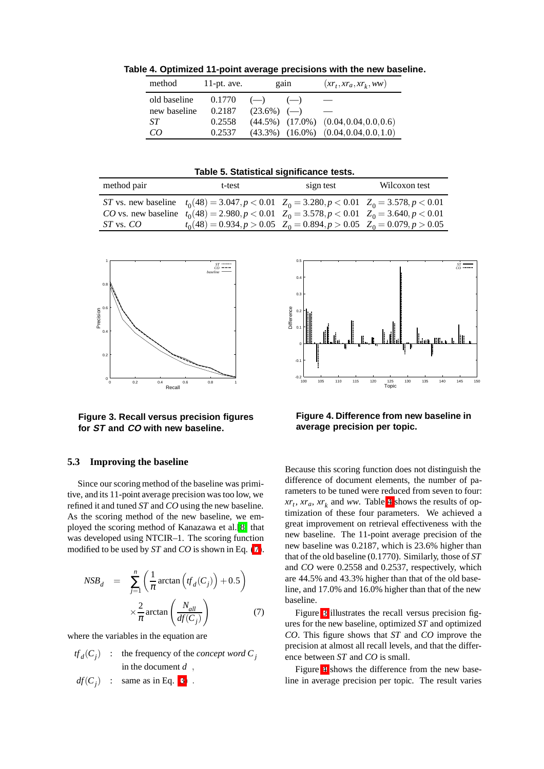**Table 4. Optimized 11-point average precisions with the new baseline.**

| method | 11-pt. ave. | gain | | $(xr_t, xr_a, xr_k, ww)$ |
|---|---|---|---|---|
| old baseline | 0.1770 | (—) | (—) | — |
| new baseline | 0.2187 | (23.6%) | (—) | — |
| *ST* | 0.2558 | (44.5%) | (17.0%) | $(0.04, 0.04, 0.0, 0.6)$ |
| *CO* | 0.2537 | (43.3%) | (16.0%) | $(0.04, 0.04, 0.0, 1.0)$ |

**Table 5. Statistical significance tests.**

| method pair | t-test | sign test | Wilcoxon test |
|---|---|---|---|
| *ST* vs. new baseline | $t_0(48) = 3.047, p < 0.01$ | $Z_0 = 3.280, p < 0.01$ | $Z_0 = 3.578, p < 0.01$ |
| *CO* vs. new baseline | $t_0(48) = 2.980, p < 0.01$ | $Z_0 = 3.578, p < 0.01$ | $Z_0 = 3.640, p < 0.01$ |
| *ST* vs. *CO* | $t_0(48) = 0.934, p > 0.05$ | $Z_0 = 0.894, p > 0.05$ | $Z_0 = 0.079, p > 0.05$ |

**Figure 3. Recall versus precision figures for *ST* and *CO* with new baseline.**

**Figure 4. Difference from new baseline in average precision per topic.**

### 5.3 Improving the baseline

Since our scoring method of the baseline was primitive, and its 11-point average precision was too low, we refined it and tuned *ST* and *CO* using the new baseline. As the scoring method of the new baseline, we employed the scoring method of Kanazawa et al. [8] that was developed using NTCIR–1. The scoring function modified to be used by *ST* and *CO* is shown in Eq. (7).

$$NSB_d = \sum_{j=1}^{n} \left( \frac{1}{\pi} \arctan \left( tf_d(C_j) \right) + 0.5 \right) \times \frac{2}{\pi} \arctan \left( \frac{N_{all}}{df(C_j)} \right) \quad (7)$$

where the variables in the equation are

$tf_d(C_j)$ : the frequency of the *concept word* $C_j$ in the document $d$ ,

$df(C_j)$ : same as in Eq. (3) .

Because this scoring function does not distinguish the difference of document elements, the number of parameters to be tuned were reduced from seven to four: $xr_t$, $xr_a$, $xr_k$ and $ww$. Table 4 shows the results of optimization of these four parameters. We achieved a great improvement on retrieval effectiveness with the new baseline. The 11-point average precision of the new baseline was 0.2187, which is 23.6% higher than that of the old baseline (0.1770). Similarly, those of *ST* and *CO* were 0.2558 and 0.2537, respectively, which are 44.5% and 43.3% higher than that of the old baseline, and 17.0% and 16.0% higher than that of the new baseline.

Figure 3 illustrates the recall versus precision figures for the new baseline, optimized *ST* and optimized *CO*. This figure shows that *ST* and *CO* improve the precision at almost all recall levels, and that the difference between *ST* and *CO* is small.

Figure 4 shows the difference from the new baseline in average precision per topic. The result varies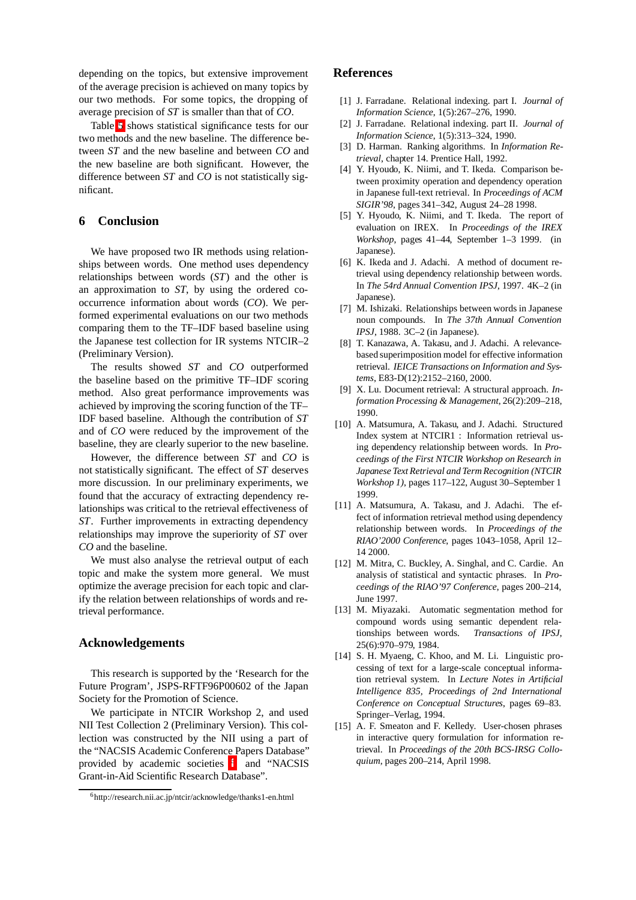depending on the topics, but extensive improvement of the average precision is achieved on many topics by our two methods. For some topics, the dropping of average precision of *ST* is smaller than that of *CO*.

Table 5 shows statistical significance tests for our two methods and the new baseline. The difference between *ST* and the new baseline and between *CO* and the new baseline are both significant. However, the difference between *ST* and *CO* is not statistically significant.

## 6 Conclusion

We have proposed two IR methods using relationships between words. One method uses dependency relationships between words (*ST*) and the other is an approximation to *ST*, by using the ordered co-occurrence information about words (*CO*). We performed experimental evaluations on our two methods comparing them to the TF–IDF based baseline using the Japanese test collection for IR systems NTCIR–2 (Preliminary Version).

The results showed *ST* and *CO* outperformed the baseline based on the primitive TF–IDF scoring method. Also great performance improvements was achieved by improving the scoring function of the TF–IDF based baseline. Although the contribution of *ST* and of *CO* were reduced by the improvement of the baseline, they are clearly superior to the new baseline.

However, the difference between *ST* and *CO* is not statistically significant. The effect of *ST* deserves more discussion. In our preliminary experiments, we found that the accuracy of extracting dependency relationships was critical to the retrieval effectiveness of *ST*. Further improvements in extracting dependency relationships may improve the superiority of *ST* over *CO* and the baseline.

We must also analyse the retrieval output of each topic and make the system more general. We must optimize the average precision for each topic and clarify the relation between relationships of words and retrieval performance.

## Acknowledgements

This research is supported by the 'Research for the Future Program', JSPS-RFTF96P00602 of the Japan Society for the Promotion of Science.

We participate in NTCIR Workshop 2, and used NII Test Collection 2 (Preliminary Version). This collection was constructed by the NII using a part of the "NACSIS Academic Conference Papers Database" provided by academic societies [6] and "NACSIS Grant-in-Aid Scientific Research Database".

[6] http://research.nii.ac.jp/ntcir/acknowledge/thanks1-en.html

## References

[1] J. Farradane. Relational indexing. part I. *Journal of Information Science*, 1(5):267–276, 1990.

[2] J. Farradane. Relational indexing. part II. *Journal of Information Science*, 1(5):313–324, 1990.

[3] D. Harman. Ranking algorithms. In *Information Retrieval*, chapter 14. Prentice Hall, 1992.

[4] Y. Hyoudo, K. Niimi, and T. Ikeda. Comparison between proximity operation and dependency operation in Japanese full-text retrieval. In *Proceedings of ACM SIGIR'98*, pages 341–342, August 24–28 1998.

[5] Y. Hyoudo, K. Niimi, and T. Ikeda. The report of evaluation on IREX. In *Proceedings of the IREX Workshop*, pages 41–44, September 1–3 1999. (in Japanese).

[6] K. Ikeda and J. Adachi. A method of document retrieval using dependency relationship between words. In *The 54rd Annual Convention IPSJ*, 1997. 4K–2 (in Japanese).

[7] M. Ishizaki. Relationships between words in Japanese noun compounds. In *The 37th Annual Convention IPSJ*, 1988. 3C–2 (in Japanese).

[8] T. Kanazawa, A. Takasu, and J. Adachi. A relevance-based superimposition model for effective information retrieval. *IEICE Transactions on Information and Systems*, E83-D(12):2152–2160, 2000.

[9] X. Lu. Document retrieval: A structural approach. *Information Processing & Management*, 26(2):209–218, 1990.

[10] A. Matsumura, A. Takasu, and J. Adachi. Structured Index system at NTCIR1 : Information retrieval using dependency relationship between words. In *Proceedings of the First NTCIR Workshop on Research in Japanese Text Retrieval and Term Recognition (NTCIR Workshop 1)*, pages 117–122, August 30–September 1 1999.

[11] A. Matsumura, A. Takasu, and J. Adachi. The effect of information retrieval method using dependency relationship between words. In *Proceedings of the RIAO'2000 Conference*, pages 1043–1058, April 12–14 2000.

[12] M. Mitra, C. Buckley, A. Singhal, and C. Cardie. An analysis of statistical and syntactic phrases. In *Proceedings of the RIAO'97 Conference*, pages 200–214, June 1997.

[13] M. Miyazaki. Automatic segmentation method for compound words using semantic dependent relationships between words. *Transactions of IPSJ*, 25(6):970–979, 1984.

[14] S. H. Myaeng, C. Khoo, and M. Li. Linguistic processing of text for a large-scale conceptual information retrieval system. In *Lecture Notes in Artificial Intelligence 835, Proceedings of 2nd International Conference on Conceptual Structures*, pages 69–83. Springer–Verlag, 1994.

[15] A. F. Smeaton and F. Kelledy. User-chosen phrases in interactive query formulation for information retrieval. In *Proceedings of the 20th BCS-IRSG Colloquium*, pages 200–214, April 1998.